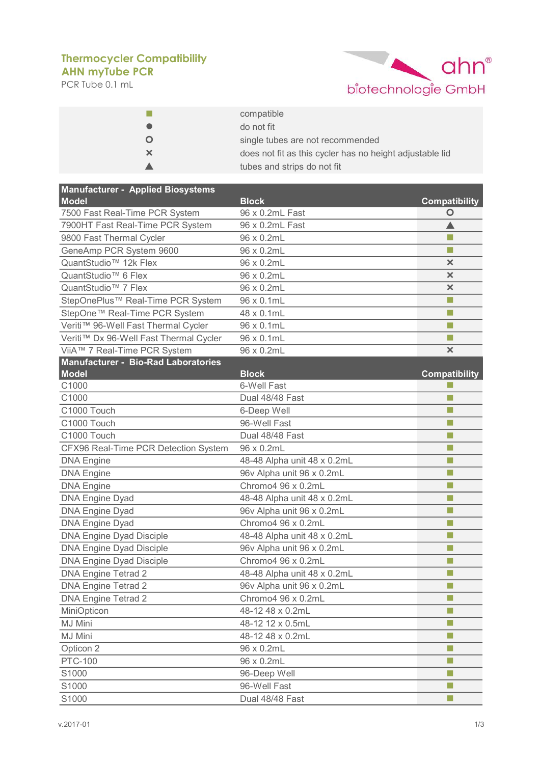# Thermocycler Compatibility
## AHN myTube PCR
PCR Tube 0.1 mL

ahn® biotechnologie GmbH

| Symbol | Meaning |
|---|---|
| ■ | compatible |
| ● | do not fit |
| ○ | single tubes are not recommended |
| × | does not fit as this cycler has no height adjustable lid |
| ▲ | tubes and strips do not fit |

| Manufacturer - Applied Biosystems | | |
|---|---|---|
| **Model** | **Block** | **Compatibility** |
| 7500 Fast Real-Time PCR System | 96 x 0.2mL Fast | ○ |
| 7900HT Fast Real-Time PCR System | 96 x 0.2mL Fast | ▲ |
| 9800 Fast Thermal Cycler | 96 x 0.2mL | ■ |
| GeneAmp PCR System 9600 | 96 x 0.2mL | ■ |
| QuantStudio™ 12k Flex | 96 x 0.2mL | × |
| QuantStudio™ 6 Flex | 96 x 0.2mL | × |
| QuantStudio™ 7 Flex | 96 x 0.2mL | × |
| StepOnePlus™ Real-Time PCR System | 96 x 0.1mL | ■ |
| StepOne™ Real-Time PCR System | 48 x 0.1mL | ■ |
| Veriti™ 96-Well Fast Thermal Cycler | 96 x 0.1mL | ■ |
| Veriti™ Dx 96-Well Fast Thermal Cycler | 96 x 0.1mL | ■ |
| ViiA™ 7 Real-Time PCR System | 96 x 0.2mL | × |
| **Manufacturer - Bio-Rad Laboratories** | | |
| **Model** | **Block** | **Compatibility** |
| C1000 | 6-Well Fast | ■ |
| C1000 | Dual 48/48 Fast | ■ |
| C1000 Touch | 6-Deep Well | ■ |
| C1000 Touch | 96-Well Fast | ■ |
| C1000 Touch | Dual 48/48 Fast | ■ |
| CFX96 Real-Time PCR Detection System | 96 x 0.2mL | ■ |
| DNA Engine | 48-48 Alpha unit 48 x 0.2mL | ■ |
| DNA Engine | 96v Alpha unit 96 x 0.2mL | ■ |
| DNA Engine | Chromo4 96 x 0.2mL | ■ |
| DNA Engine Dyad | 48-48 Alpha unit 48 x 0.2mL | ■ |
| DNA Engine Dyad | 96v Alpha unit 96 x 0.2mL | ■ |
| DNA Engine Dyad | Chromo4 96 x 0.2mL | ■ |
| DNA Engine Dyad Disciple | 48-48 Alpha unit 48 x 0.2mL | ■ |
| DNA Engine Dyad Disciple | 96v Alpha unit 96 x 0.2mL | ■ |
| DNA Engine Dyad Disciple | Chromo4 96 x 0.2mL | ■ |
| DNA Engine Tetrad 2 | 48-48 Alpha unit 48 x 0.2mL | ■ |
| DNA Engine Tetrad 2 | 96v Alpha unit 96 x 0.2mL | ■ |
| DNA Engine Tetrad 2 | Chromo4 96 x 0.2mL | ■ |
| MiniOpticon | 48-12 48 x 0.2mL | ■ |
| MJ Mini | 48-12 12 x 0.5mL | ■ |
| MJ Mini | 48-12 48 x 0.2mL | ■ |
| Opticon 2 | 96 x 0.2mL | ■ |
| PTC-100 | 96 x 0.2mL | ■ |
| S1000 | 96-Deep Well | ■ |
| S1000 | 96-Well Fast | ■ |
| S1000 | Dual 48/48 Fast | ■ |

v.2017-01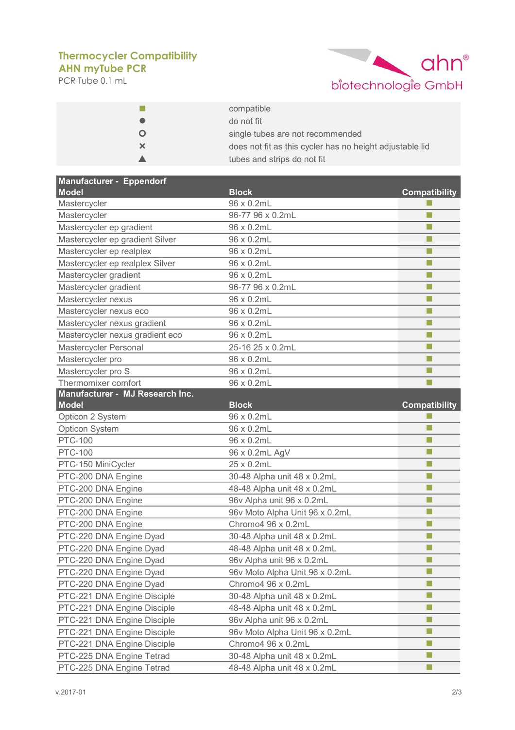## Thermocycler Compatibility
## AHN myTube PCR

PCR Tube 0.1 mL

ahn® biotechnologie GmbH

| | |
|---|---|
| ■ | compatible |
| ● | do not fit |
| ○ | single tubes are not recommended |
| × | does not fit as this cycler has no height adjustable lid |
| ▲ | tubes and strips do not fit |

| Manufacturer - Eppendorf | | |
|---|---|---|
| **Model** | **Block** | **Compatibility** |
| Mastercycler | 96 x 0.2mL | ■ |
| Mastercycler | 96-77 96 x 0.2mL | ■ |
| Mastercycler ep gradient | 96 x 0.2mL | ■ |
| Mastercycler ep gradient Silver | 96 x 0.2mL | ■ |
| Mastercycler ep realplex | 96 x 0.2mL | ■ |
| Mastercycler ep realplex Silver | 96 x 0.2mL | ■ |
| Mastercycler gradient | 96 x 0.2mL | ■ |
| Mastercycler gradient | 96-77 96 x 0.2mL | ■ |
| Mastercycler nexus | 96 x 0.2mL | ■ |
| Mastercycler nexus eco | 96 x 0.2mL | ■ |
| Mastercycler nexus gradient | 96 x 0.2mL | ■ |
| Mastercycler nexus gradient eco | 96 x 0.2mL | ■ |
| Mastercycler Personal | 25-16 25 x 0.2mL | ■ |
| Mastercycler pro | 96 x 0.2mL | ■ |
| Mastercycler pro S | 96 x 0.2mL | ■ |
| Thermomixer comfort | 96 x 0.2mL | ■ |
| **Manufacturer - MJ Research Inc.** | | |
| **Model** | **Block** | **Compatibility** |
| Opticon 2 System | 96 x 0.2mL | ■ |
| Opticon System | 96 x 0.2mL | ■ |
| PTC-100 | 96 x 0.2mL | ■ |
| PTC-100 | 96 x 0.2mL AgV | ■ |
| PTC-150 MiniCycler | 25 x 0.2mL | ■ |
| PTC-200 DNA Engine | 30-48 Alpha unit 48 x 0.2mL | ■ |
| PTC-200 DNA Engine | 48-48 Alpha unit 48 x 0.2mL | ■ |
| PTC-200 DNA Engine | 96v Alpha unit 96 x 0.2mL | ■ |
| PTC-200 DNA Engine | 96v Moto Alpha Unit 96 x 0.2mL | ■ |
| PTC-200 DNA Engine | Chromo4 96 x 0.2mL | ■ |
| PTC-220 DNA Engine Dyad | 30-48 Alpha unit 48 x 0.2mL | ■ |
| PTC-220 DNA Engine Dyad | 48-48 Alpha unit 48 x 0.2mL | ■ |
| PTC-220 DNA Engine Dyad | 96v Alpha unit 96 x 0.2mL | ■ |
| PTC-220 DNA Engine Dyad | 96v Moto Alpha Unit 96 x 0.2mL | ■ |
| PTC-220 DNA Engine Dyad | Chromo4 96 x 0.2mL | ■ |
| PTC-221 DNA Engine Disciple | 30-48 Alpha unit 48 x 0.2mL | ■ |
| PTC-221 DNA Engine Disciple | 48-48 Alpha unit 48 x 0.2mL | ■ |
| PTC-221 DNA Engine Disciple | 96v Alpha unit 96 x 0.2mL | ■ |
| PTC-221 DNA Engine Disciple | 96v Moto Alpha Unit 96 x 0.2mL | ■ |
| PTC-221 DNA Engine Disciple | Chromo4 96 x 0.2mL | ■ |
| PTC-225 DNA Engine Tetrad | 30-48 Alpha unit 48 x 0.2mL | ■ |
| PTC-225 DNA Engine Tetrad | 48-48 Alpha unit 48 x 0.2mL | ■ |

v.2017-01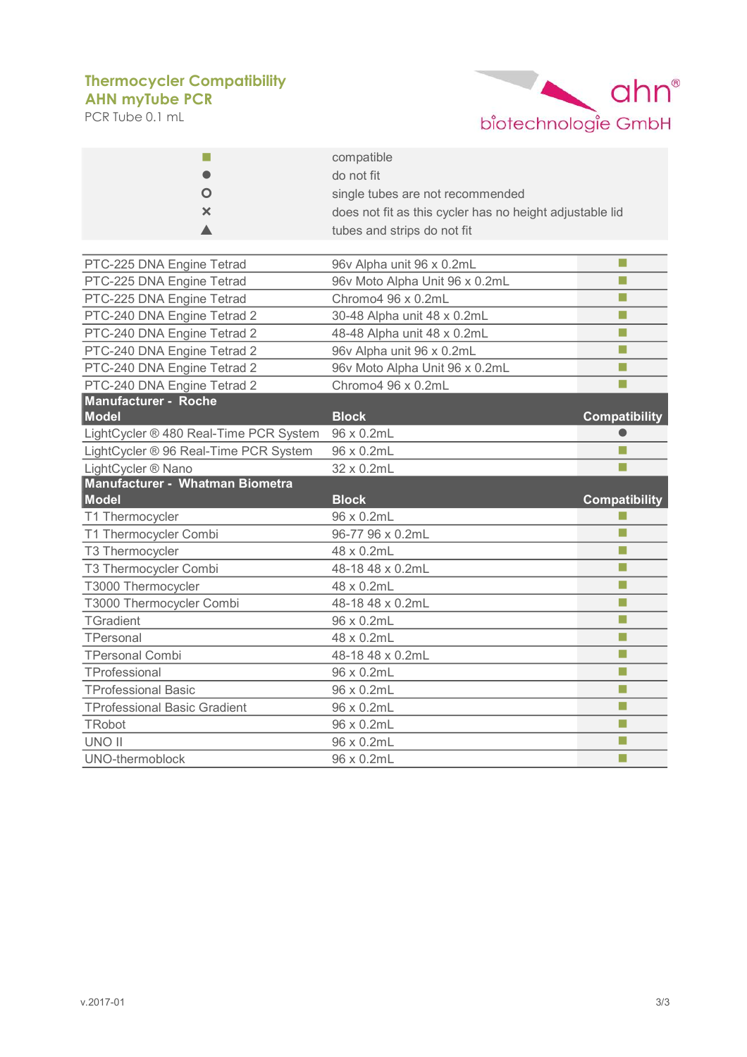**Thermocycler Compatibility**
**AHN myTube PCR**
PCR Tube 0.1 mL

ahn® biotechnologie GmbH

| | |
|---|---|
| ■ | compatible |
| ● | do not fit |
| ○ | single tubes are not recommended |
| × | does not fit as this cycler has no height adjustable lid |
| ▲ | tubes and strips do not fit |

| | | |
|---|---|---|
| PTC-225 DNA Engine Tetrad | 96v Alpha unit 96 x 0.2mL | ■ |
| PTC-225 DNA Engine Tetrad | 96v Moto Alpha Unit 96 x 0.2mL | ■ |
| PTC-225 DNA Engine Tetrad | Chromo4 96 x 0.2mL | ■ |
| PTC-240 DNA Engine Tetrad 2 | 30-48 Alpha unit 48 x 0.2mL | ■ |
| PTC-240 DNA Engine Tetrad 2 | 48-48 Alpha unit 48 x 0.2mL | ■ |
| PTC-240 DNA Engine Tetrad 2 | 96v Alpha unit 96 x 0.2mL | ■ |
| PTC-240 DNA Engine Tetrad 2 | 96v Moto Alpha Unit 96 x 0.2mL | ■ |
| PTC-240 DNA Engine Tetrad 2 | Chromo4 96 x 0.2mL | ■ |

**Manufacturer - Roche**

| Model | Block | Compatibility |
|---|---|---|
| LightCycler ® 480 Real-Time PCR System | 96 x 0.2mL | ● |
| LightCycler ® 96 Real-Time PCR System | 96 x 0.2mL | ■ |
| LightCycler ® Nano | 32 x 0.2mL | ■ |

**Manufacturer - Whatman Biometra**

| Model | Block | Compatibility |
|---|---|---|
| T1 Thermocycler | 96 x 0.2mL | ■ |
| T1 Thermocycler Combi | 96-77 96 x 0.2mL | ■ |
| T3 Thermocycler | 48 x 0.2mL | ■ |
| T3 Thermocycler Combi | 48-18 48 x 0.2mL | ■ |
| T3000 Thermocycler | 48 x 0.2mL | ■ |
| T3000 Thermocycler Combi | 48-18 48 x 0.2mL | ■ |
| TGradient | 96 x 0.2mL | ■ |
| TPersonal | 48 x 0.2mL | ■ |
| TPersonal Combi | 48-18 48 x 0.2mL | ■ |
| TProfessional | 96 x 0.2mL | ■ |
| TProfessional Basic | 96 x 0.2mL | ■ |
| TProfessional Basic Gradient | 96 x 0.2mL | ■ |
| TRobot | 96 x 0.2mL | ■ |
| UNO II | 96 x 0.2mL | ■ |
| UNO-thermoblock | 96 x 0.2mL | ■ |

v.2017-01